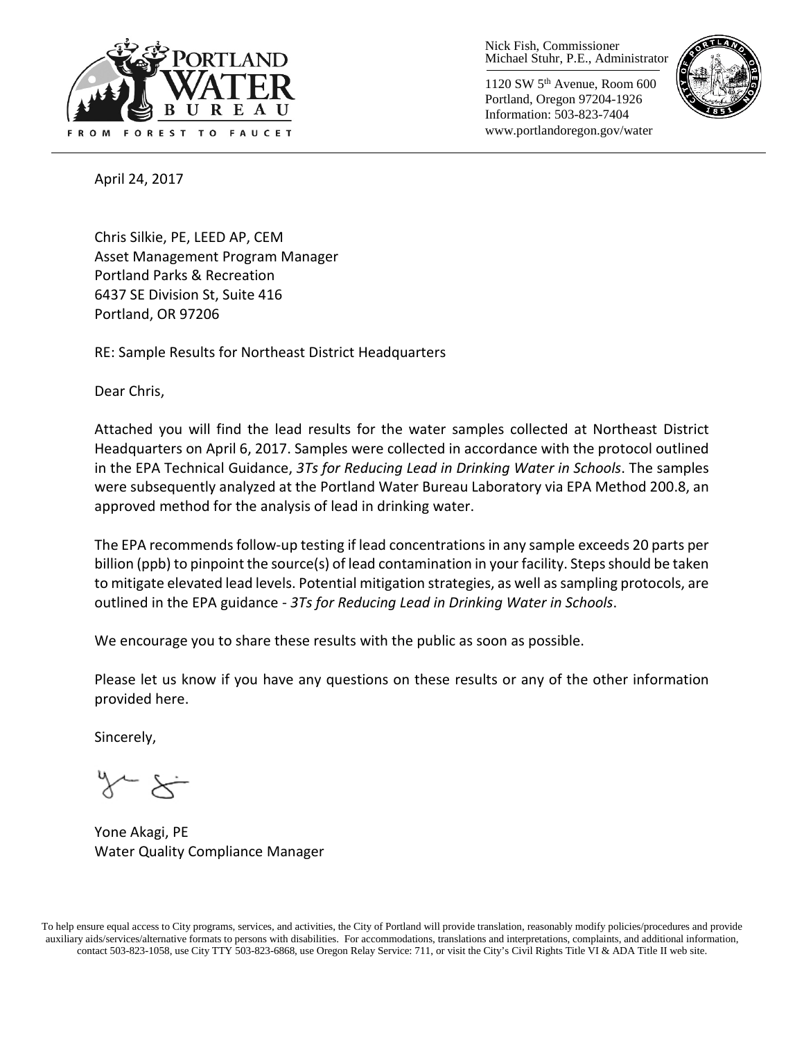PORTLAND WATER BUREAU

FROM FOREST TO FAUCET

Nick Fish, Commissioner
Michael Stuhr, P.E., Administrator

1120 SW 5th Avenue, Room 600
Portland, Oregon 97204-1926
Information: 503-823-7404
www.portlandoregon.gov/water

April 24, 2017

Chris Silkie, PE, LEED AP, CEM
Asset Management Program Manager
Portland Parks & Recreation
6437 SE Division St, Suite 416
Portland, OR 97206

RE: Sample Results for Northeast District Headquarters

Dear Chris,

Attached you will find the lead results for the water samples collected at Northeast District Headquarters on April 6, 2017. Samples were collected in accordance with the protocol outlined in the EPA Technical Guidance, *3Ts for Reducing Lead in Drinking Water in Schools*. The samples were subsequently analyzed at the Portland Water Bureau Laboratory via EPA Method 200.8, an approved method for the analysis of lead in drinking water.

The EPA recommends follow-up testing if lead concentrations in any sample exceeds 20 parts per billion (ppb) to pinpoint the source(s) of lead contamination in your facility. Steps should be taken to mitigate elevated lead levels. Potential mitigation strategies, as well as sampling protocols, are outlined in the EPA guidance - *3Ts for Reducing Lead in Drinking Water in Schools*.

We encourage you to share these results with the public as soon as possible.

Please let us know if you have any questions on these results or any of the other information provided here.

Sincerely,

Yone Akagi, PE
Water Quality Compliance Manager

To help ensure equal access to City programs, services, and activities, the City of Portland will provide translation, reasonably modify policies/procedures and provide auxiliary aids/services/alternative formats to persons with disabilities. For accommodations, translations and interpretations, complaints, and additional information, contact 503-823-1058, use City TTY 503-823-6868, use Oregon Relay Service: 711, or visit the City's Civil Rights Title VI & ADA Title II web site.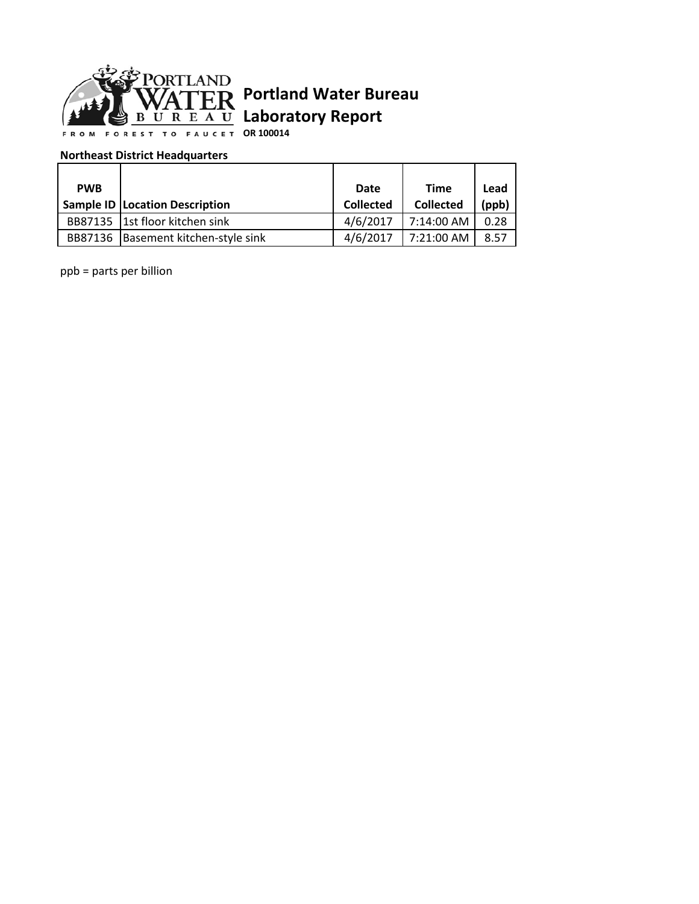# Portland Water Bureau
## Laboratory Report

PORTLAND WATER BUREAU

FROM FOREST TO FAUCET

**OR 100014**

**Northeast District Headquarters**

| PWB Sample ID | Location Description | Date Collected | Time Collected | Lead (ppb) |
|---|---|---|---|---|
| BB87135 | 1st floor kitchen sink | 4/6/2017 | 7:14:00 AM | 0.28 |
| BB87136 | Basement kitchen-style sink | 4/6/2017 | 7:21:00 AM | 8.57 |

ppb = parts per billion